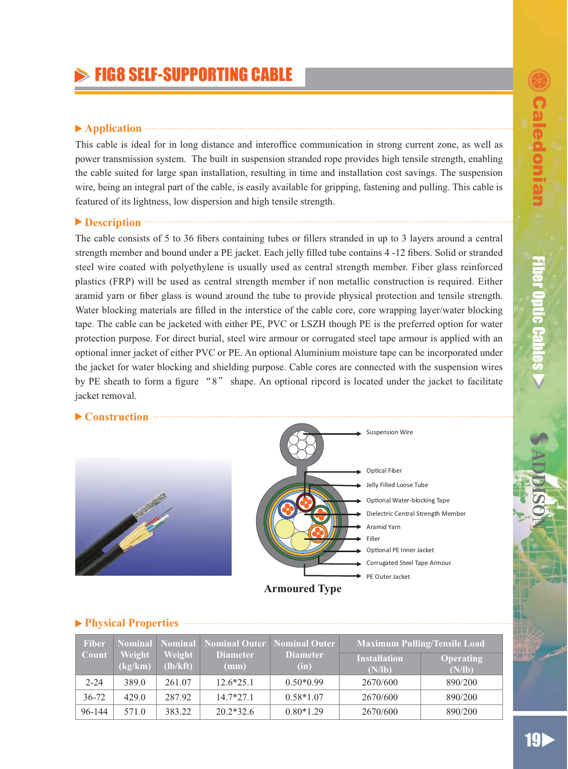# FIG8 SELF-SUPPORTING CABLE

## Application

This cable is ideal for in long distance and interoffice communication in strong current zone, as well as power transmission system. The built in suspension stranded rope provides high tensile strength, enabling the cable suited for large span installation, resulting in time and installation cost savings. The suspension wire, being an integral part of the cable, is easily available for gripping, fastening and pulling. This cable is featured of its lightness, low dispersion and high tensile strength.

## Description

The cable consists of 5 to 36 fibers containing tubes or fillers stranded in up to 3 layers around a central strength member and bound under a PE jacket. Each jelly filled tube contains 4 -12 fibers. Solid or stranded steel wire coated with polyethylene is usually used as central strength member. Fiber glass reinforced plastics (FRP) will be used as central strength member if non metallic construction is required. Either aramid yarn or fiber glass is wound around the tube to provide physical protection and tensile strength. Water blocking materials are filled in the interstice of the cable core, core wrapping layer/water blocking tape. The cable can be jacketed with either PE, PVC or LSZH though PE is the preferred option for water protection purpose. For direct burial, steel wire armour or corrugated steel tape armour is applied with an optional inner jacket of either PVC or PE. An optional Aluminium moisture tape can be incorporated under the jacket for water blocking and shielding purpose. Cable cores are connected with the suspension wires by PE sheath to form a figure "8" shape. An optional ripcord is located under the jacket to facilitate jacket removal.

## Construction

- Suspension Wire
- Optical Fiber
- Jelly Filled Loose Tube
- Optional Water-blocking Tape
- Dielectric Central Strength Member
- Aramid Yarn
- Filler
- Optional PE Inner Jacket
- Corrugated Steel Tape Armour
- PE Outer Jacket

Armoured Type

## Physical Properties

| Fiber Count | Nominal Weight (kg/km) | Nominal Weight (lb/kft) | Nominal Outer Diameter (mm) | Nominal Outer Diameter (in) | Maximum Pulling/Tensile Load | |
|---|---|---|---|---|---|---|
| | | | | | Installation (N/lb) | Operating (N/lb) |
| 2-24 | 389.0 | 261.07 | 12.6*25.1 | 0.50*0.99 | 2670/600 | 890/200 |
| 36-72 | 429.0 | 287.92 | 14.7*27.1 | 0.58*1.07 | 2670/600 | 890/200 |
| 96-144 | 571.0 | 383.22 | 20.2*32.6 | 0.80*1.29 | 2670/600 | 890/200 |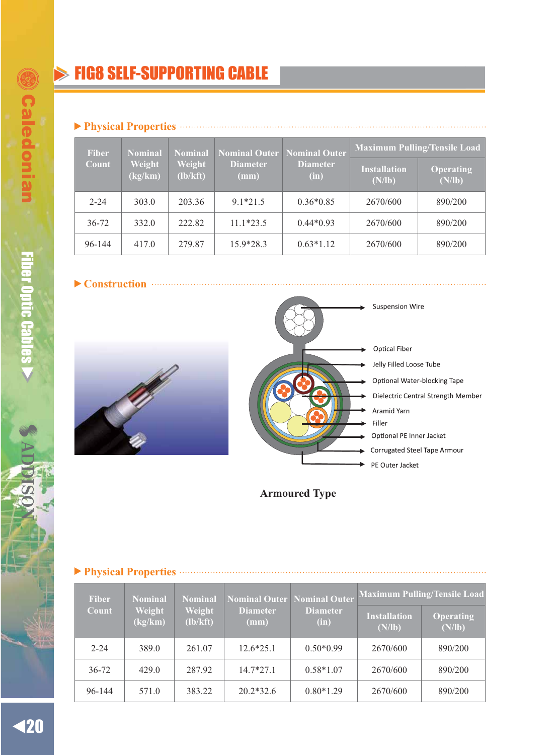# FIG8 SELF-SUPPORTING CABLE

## Physical Properties

| Fiber Count | Nominal Weight (kg/km) | Nominal Weight (lb/kft) | Nominal Outer Diameter (mm) | Nominal Outer Diameter (in) | Maximum Pulling/Tensile Load | |
|---|---|---|---|---|---|---|
| | | | | | Installation (N/lb) | Operating (N/lb) |
| 2-24 | 303.0 | 203.36 | 9.1*21.5 | 0.36*0.85 | 2670/600 | 890/200 |
| 36-72 | 332.0 | 222.82 | 11.1*23.5 | 0.44*0.93 | 2670/600 | 890/200 |
| 96-144 | 417.0 | 279.87 | 15.9*28.3 | 0.63*1.12 | 2670/600 | 890/200 |

## Construction

- Suspension Wire
- Optical Fiber
- Jelly Filled Loose Tube
- Optional Water-blocking Tape
- Dielectric Central Strength Member
- Aramid Yarn
- Filler
- Optional PE Inner Jacket
- Corrugated Steel Tape Armour
- PE Outer Jacket

**Armoured Type**

## Physical Properties

| Fiber Count | Nominal Weight (kg/km) | Nominal Weight (lb/kft) | Nominal Outer Diameter (mm) | Nominal Outer Diameter (in) | Maximum Pulling/Tensile Load | |
|---|---|---|---|---|---|---|
| | | | | | Installation (N/lb) | Operating (N/lb) |
| 2-24 | 389.0 | 261.07 | 12.6*25.1 | 0.50*0.99 | 2670/600 | 890/200 |
| 36-72 | 429.0 | 287.92 | 14.7*27.1 | 0.58*1.07 | 2670/600 | 890/200 |
| 96-144 | 571.0 | 383.22 | 20.2*32.6 | 0.80*1.29 | 2670/600 | 890/200 |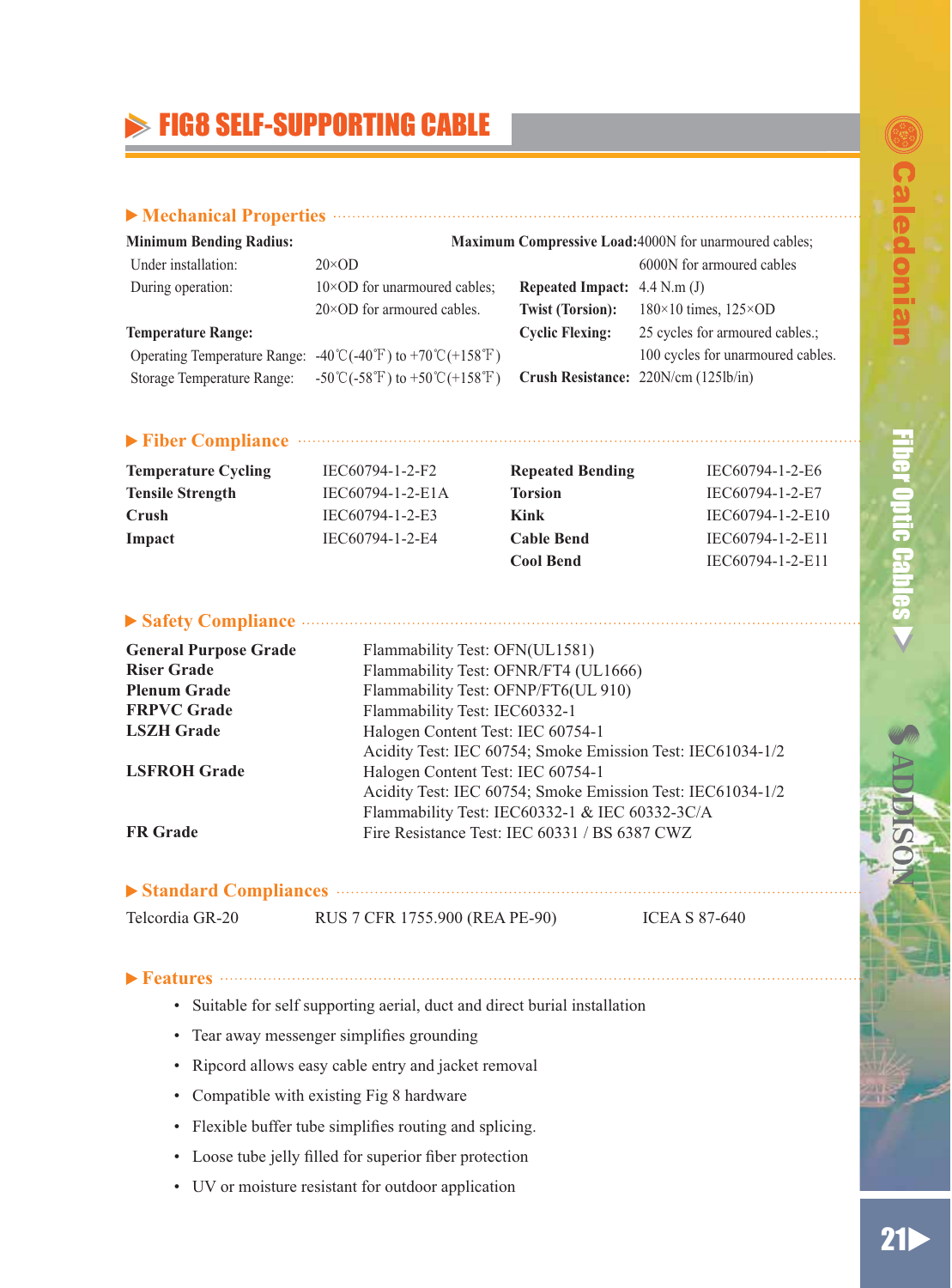# FIG8 SELF-SUPPORTING CABLE

## Mechanical Properties

**Minimum Bending Radius:**

Under installation: 20×OD

During operation: 10×OD for unarmoured cables; 20×OD for armoured cables.

**Temperature Range:**

Operating Temperature Range: -40℃(-40℉) to +70℃(+158℉)

Storage Temperature Range: -50℃(-58℉) to +50℃(+158℉)

**Maximum Compressive Load:** 4000N for unarmoured cables; 6000N for armoured cables

**Repeated Impact:** 4.4 N.m (J)

**Twist (Torsion):** 180×10 times, 125×OD

**Cyclic Flexing:** 25 cycles for armoured cables.; 100 cycles for unarmoured cables.

**Crush Resistance:** 220N/cm (125lb/in)

## Fiber Compliance

| | | | |
|---|---|---|---|
| **Temperature Cycling** | IEC60794-1-2-F2 | **Repeated Bending** | IEC60794-1-2-E6 |
| **Tensile Strength** | IEC60794-1-2-E1A | **Torsion** | IEC60794-1-2-E7 |
| **Crush** | IEC60794-1-2-E3 | **Kink** | IEC60794-1-2-E10 |
| **Impact** | IEC60794-1-2-E4 | **Cable Bend** | IEC60794-1-2-E11 |
| | | **Cool Bend** | IEC60794-1-2-E11 |

## Safety Compliance

| | |
|---|---|
| **General Purpose Grade** | Flammability Test: OFN(UL1581) |
| **Riser Grade** | Flammability Test: OFNR/FT4 (UL1666) |
| **Plenum Grade** | Flammability Test: OFNP/FT6(UL 910) |
| **FRPVC Grade** | Flammability Test: IEC60332-1 |
| **LSZH Grade** | Halogen Content Test: IEC 60754-1<br>Acidity Test: IEC 60754; Smoke Emission Test: IEC61034-1/2 |
| **LSFROH Grade** | Halogen Content Test: IEC 60754-1<br>Acidity Test: IEC 60754; Smoke Emission Test: IEC61034-1/2<br>Flammability Test: IEC60332-1 & IEC 60332-3C/A |
| **FR Grade** | Fire Resistance Test: IEC 60331 / BS 6387 CWZ |

## Standard Compliances

Telcordia GR-20 RUS 7 CFR 1755.900 (REA PE-90) ICEA S 87-640

## Features

- Suitable for self supporting aerial, duct and direct burial installation
- Tear away messenger simplifies grounding
- Ripcord allows easy cable entry and jacket removal
- Compatible with existing Fig 8 hardware
- Flexible buffer tube simplifies routing and splicing.
- Loose tube jelly filled for superior fiber protection
- UV or moisture resistant for outdoor application